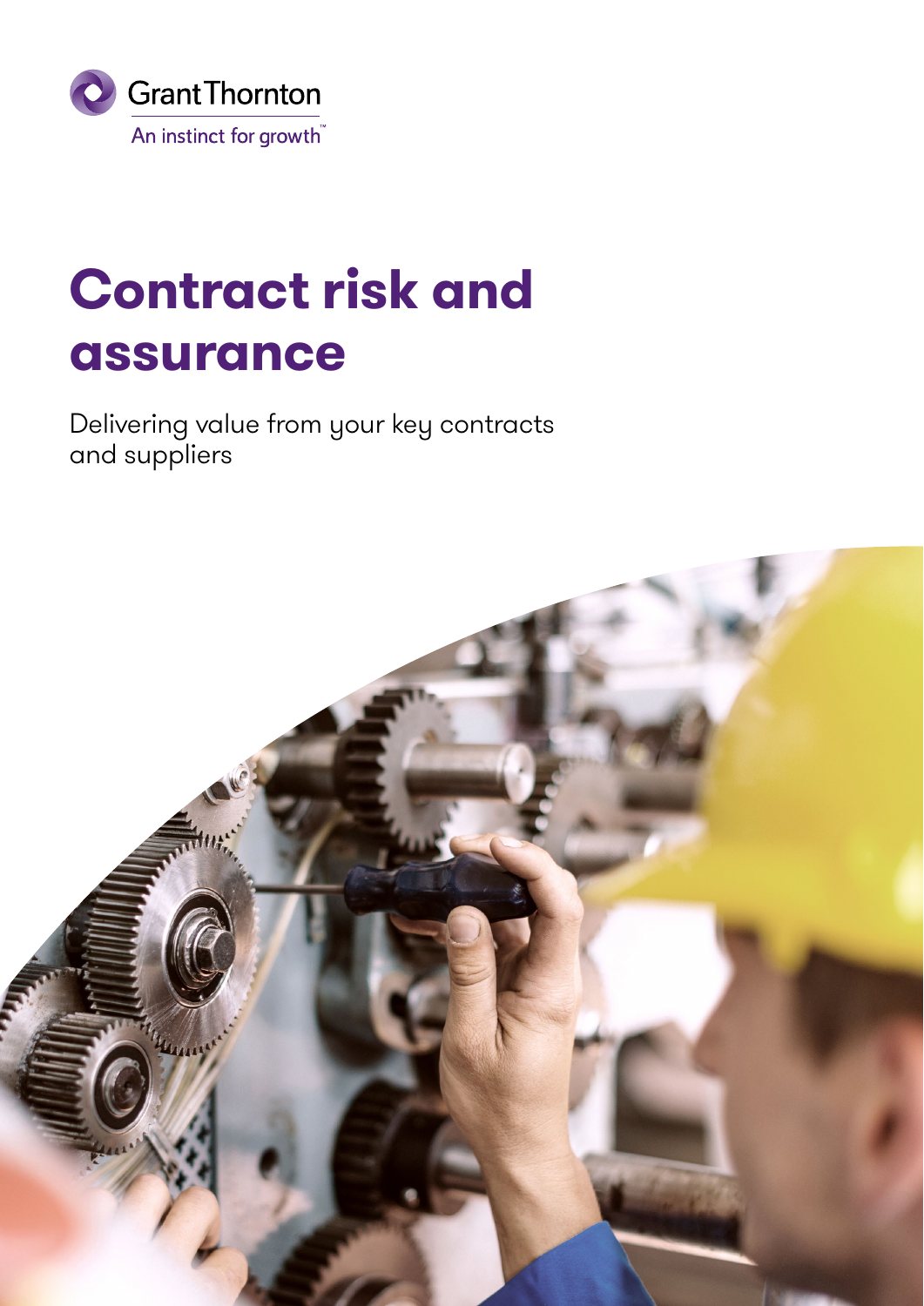Grant Thornton

An instinct for growth™

# Contract risk and assurance

Delivering value from your key contracts and suppliers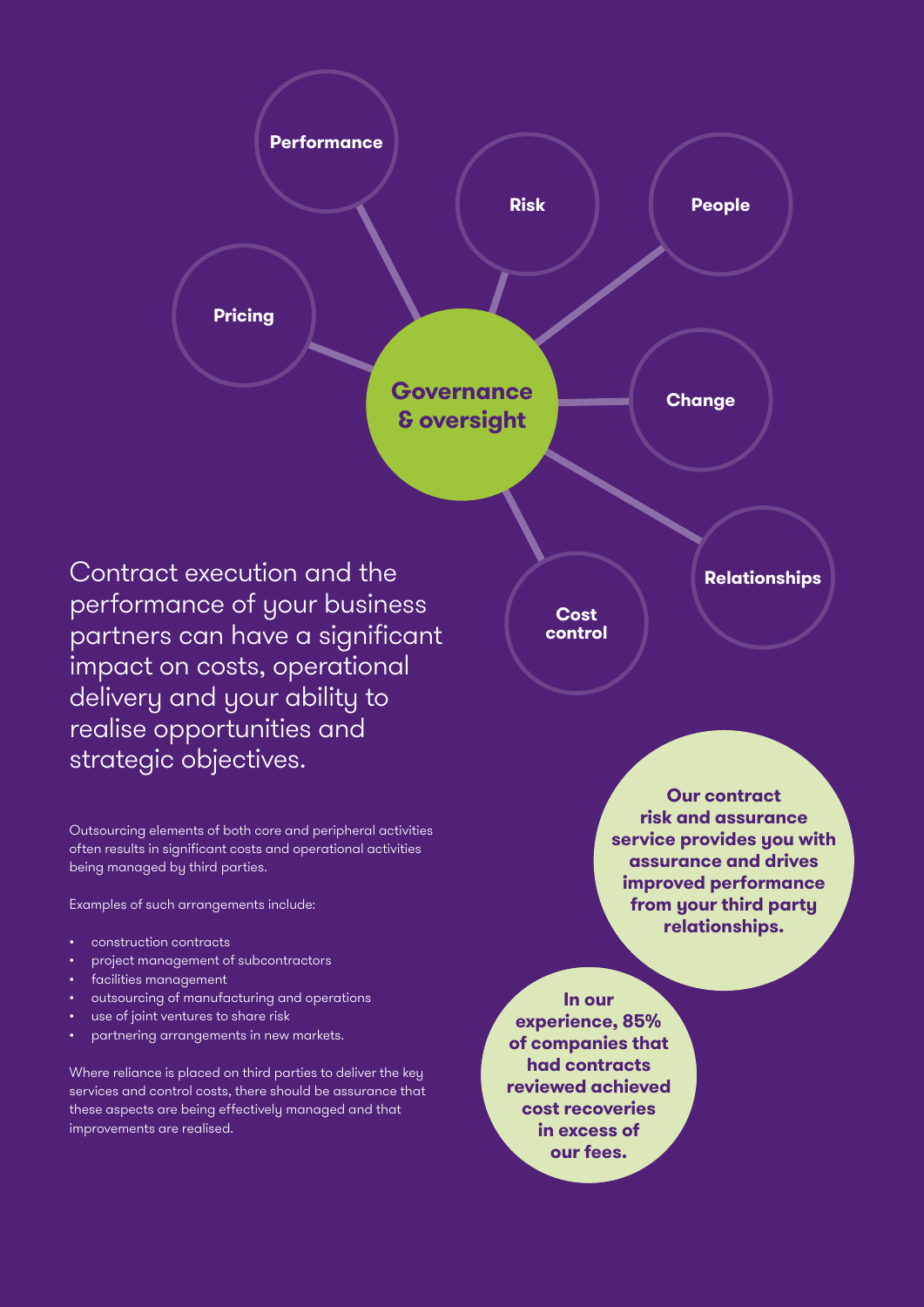**Governance & oversight**

- Performance
- Risk
- People
- Pricing
- Change
- Relationships
- Cost control

Contract execution and the performance of your business partners can have a significant impact on costs, operational delivery and your ability to realise opportunities and strategic objectives.

Outsourcing elements of both core and peripheral activities often results in significant costs and operational activities being managed by third parties.

Examples of such arrangements include:

- construction contracts
- project management of subcontractors
- facilities management
- outsourcing of manufacturing and operations
- use of joint ventures to share risk
- partnering arrangements in new markets.

Where reliance is placed on third parties to deliver the key services and control costs, there should be assurance that these aspects are being effectively managed and that improvements are realised.

**Our contract risk and assurance service provides you with assurance and drives improved performance from your third party relationships.**

**In our experience, 85% of companies that had contracts reviewed achieved cost recoveries in excess of our fees.**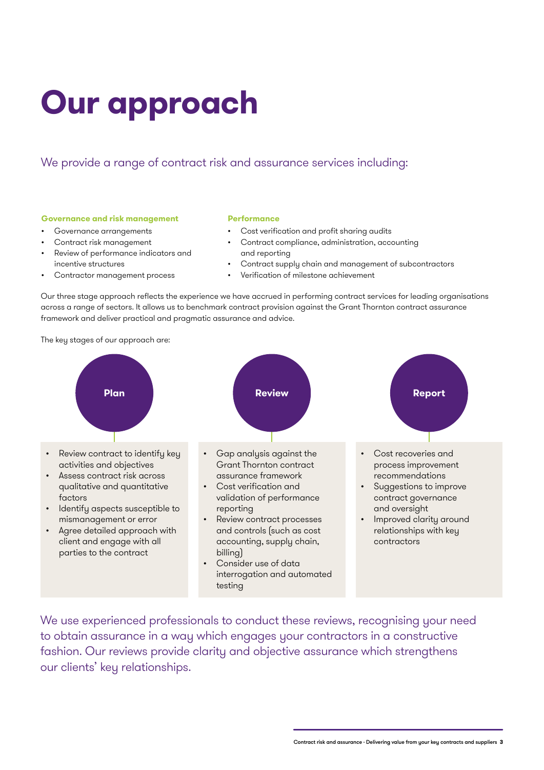# Our approach

We provide a range of contract risk and assurance services including:

**Governance and risk management**

- Governance arrangements
- Contract risk management
- Review of performance indicators and incentive structures
- Contractor management process

**Performance**

- Cost verification and profit sharing audits
- Contract compliance, administration, accounting and reporting
- Contract supply chain and management of subcontractors
- Verification of milestone achievement

Our three stage approach reflects the experience we have accrued in performing contract services for leading organisations across a range of sectors. It allows us to benchmark contract provision against the Grant Thornton contract assurance framework and deliver practical and pragmatic assurance and advice.

The key stages of our approach are:

**Plan**

- Review contract to identify key activities and objectives
- Assess contract risk across qualitative and quantitative factors
- Identify aspects susceptible to mismanagement or error
- Agree detailed approach with client and engage with all parties to the contract

**Review**

- Gap analysis against the Grant Thornton contract assurance framework
- Cost verification and validation of performance reporting
- Review contract processes and controls (such as cost accounting, supply chain, billing)
- Consider use of data interrogation and automated testing

**Report**

- Cost recoveries and process improvement recommendations
- Suggestions to improve contract governance and oversight
- Improved clarity around relationships with key contractors

We use experienced professionals to conduct these reviews, recognising your need to obtain assurance in a way which engages your contractors in a constructive fashion. Our reviews provide clarity and objective assurance which strengthens our clients' key relationships.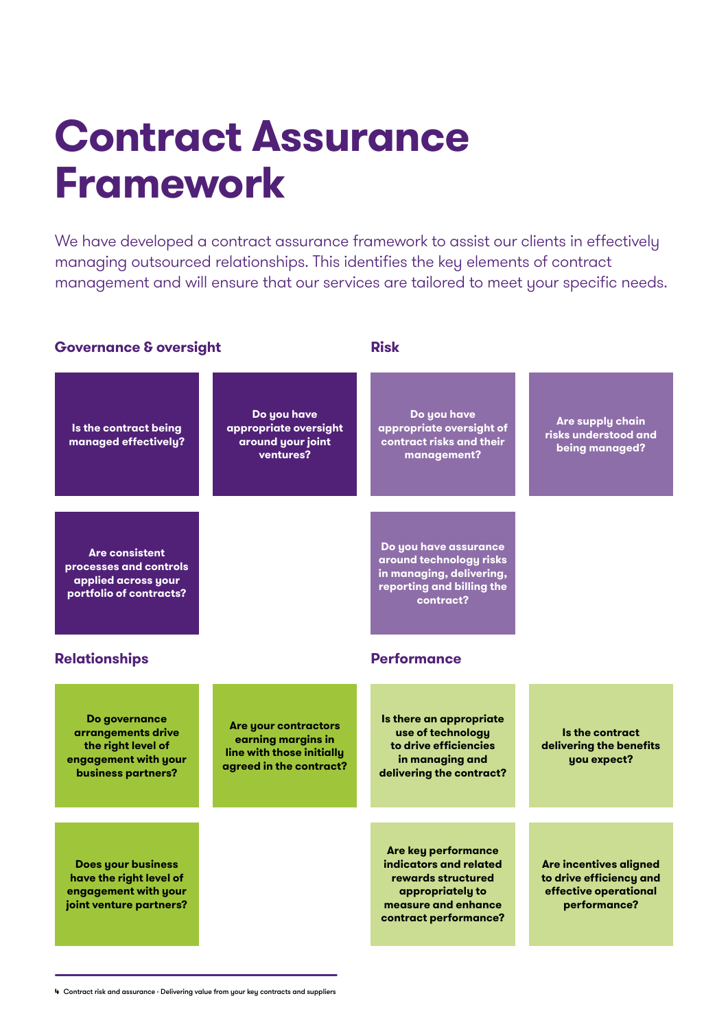# Contract Assurance Framework

We have developed a contract assurance framework to assist our clients in effectively managing outsourced relationships. This identifies the key elements of contract management and will ensure that our services are tailored to meet your specific needs.

## Governance & oversight

- Is the contract being managed effectively?
- Do you have appropriate oversight around your joint ventures?
- Are consistent processes and controls applied across your portfolio of contracts?

## Risk

- Do you have appropriate oversight of contract risks and their management?
- Are supply chain risks understood and being managed?
- Do you have assurance around technology risks in managing, delivering, reporting and billing the contract?

## Relationships

- Do governance arrangements drive the right level of engagement with your business partners?
- Are your contractors earning margins in line with those initially agreed in the contract?
- Does your business have the right level of engagement with your joint venture partners?

## Performance

- Is there an appropriate use of technology to drive efficiencies in managing and delivering the contract?
- Is the contract delivering the benefits you expect?
- Are key performance indicators and related rewards structured appropriately to measure and enhance contract performance?
- Are incentives aligned to drive efficiency and effective operational performance?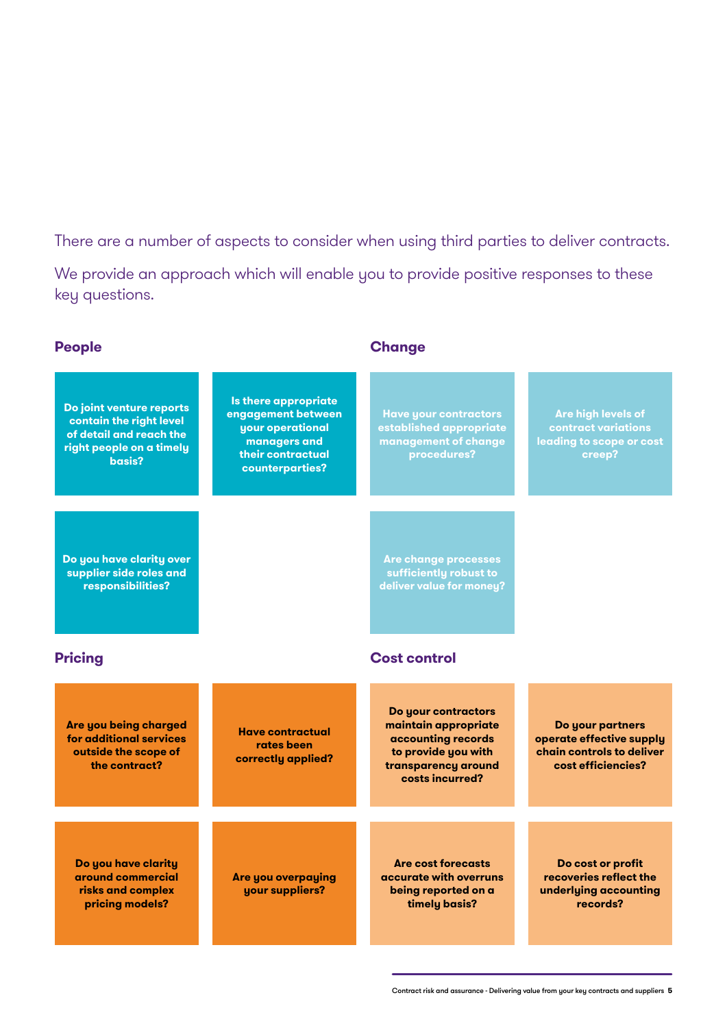There are a number of aspects to consider when using third parties to deliver contracts.

We provide an approach which will enable you to provide positive responses to these key questions.

## People

- Do joint venture reports contain the right level of detail and reach the right people on a timely basis?
- Is there appropriate engagement between your operational managers and their contractual counterparties?
- Do you have clarity over supplier side roles and responsibilities?

## Change

- Have your contractors established appropriate management of change procedures?
- Are high levels of contract variations leading to scope or cost creep?
- Are change processes sufficiently robust to deliver value for money?

## Pricing

- Are you being charged for additional services outside the scope of the contract?
- Have contractual rates been correctly applied?
- Do you have clarity around commercial risks and complex pricing models?
- Are you overpaying your suppliers?

## Cost control

- Do your contractors maintain appropriate accounting records to provide you with transparency around costs incurred?
- Do your partners operate effective supply chain controls to deliver cost efficiencies?
- Are cost forecasts accurate with overruns being reported on a timely basis?
- Do cost or profit recoveries reflect the underlying accounting records?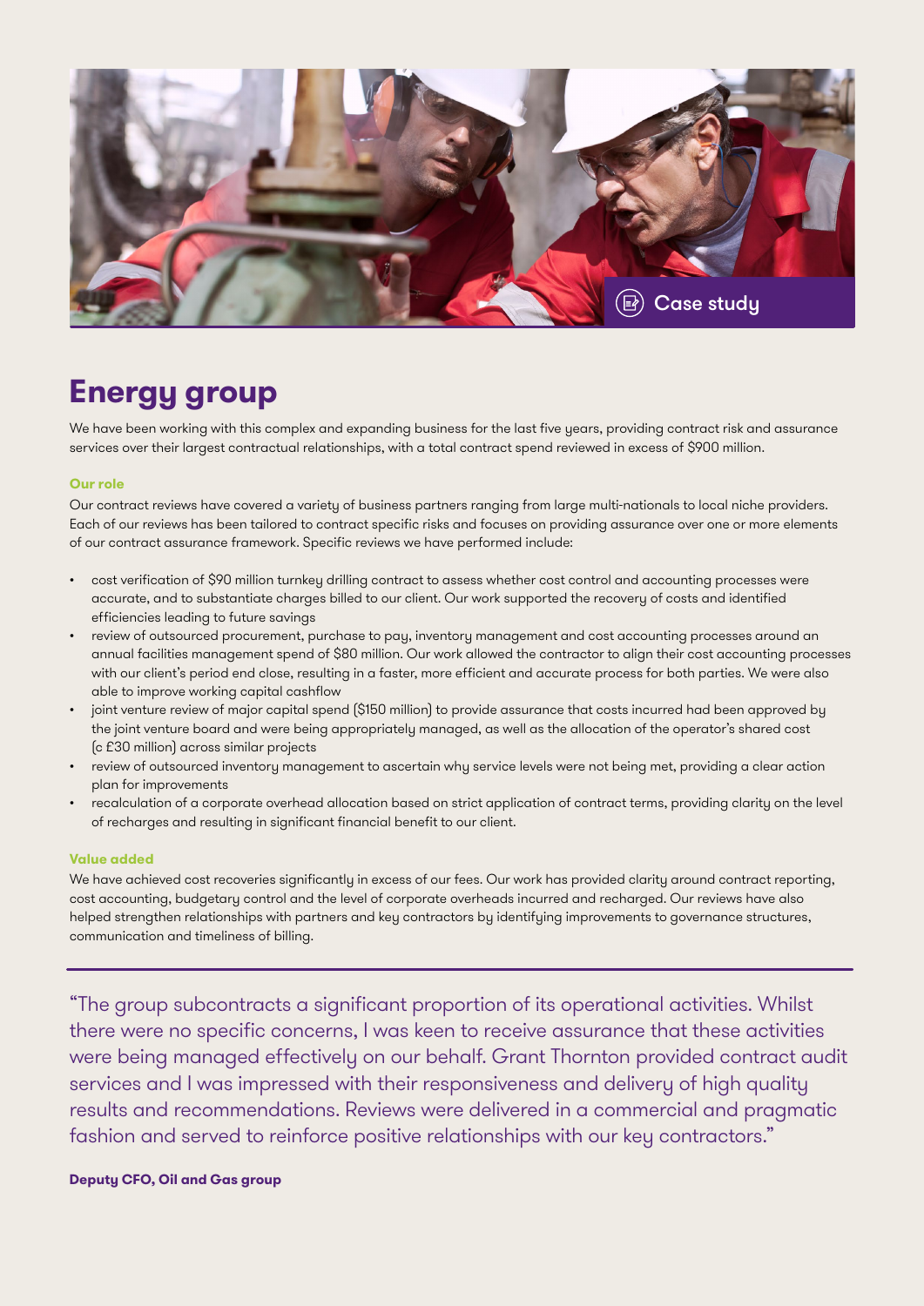Case study

# Energy group

We have been working with this complex and expanding business for the last five years, providing contract risk and assurance services over their largest contractual relationships, with a total contract spend reviewed in excess of $900 million.

**Our role**

Our contract reviews have covered a variety of business partners ranging from large multi-nationals to local niche providers. Each of our reviews has been tailored to contract specific risks and focuses on providing assurance over one or more elements of our contract assurance framework. Specific reviews we have performed include:

- cost verification of $90 million turnkey drilling contract to assess whether cost control and accounting processes were accurate, and to substantiate charges billed to our client. Our work supported the recovery of costs and identified efficiencies leading to future savings
- review of outsourced procurement, purchase to pay, inventory management and cost accounting processes around an annual facilities management spend of $80 million. Our work allowed the contractor to align their cost accounting processes with our client's period end close, resulting in a faster, more efficient and accurate process for both parties. We were also able to improve working capital cashflow
- joint venture review of major capital spend ($150 million) to provide assurance that costs incurred had been approved by the joint venture board and were being appropriately managed, as well as the allocation of the operator's shared cost (c £30 million) across similar projects
- review of outsourced inventory management to ascertain why service levels were not being met, providing a clear action plan for improvements
- recalculation of a corporate overhead allocation based on strict application of contract terms, providing clarity on the level of recharges and resulting in significant financial benefit to our client.

**Value added**

We have achieved cost recoveries significantly in excess of our fees. Our work has provided clarity around contract reporting, cost accounting, budgetary control and the level of corporate overheads incurred and recharged. Our reviews have also helped strengthen relationships with partners and key contractors by identifying improvements to governance structures, communication and timeliness of billing.

---

"The group subcontracts a significant proportion of its operational activities. Whilst there were no specific concerns, I was keen to receive assurance that these activities were being managed effectively on our behalf. Grant Thornton provided contract audit services and I was impressed with their responsiveness and delivery of high quality results and recommendations. Reviews were delivered in a commercial and pragmatic fashion and served to reinforce positive relationships with our key contractors."

**Deputy CFO, Oil and Gas group**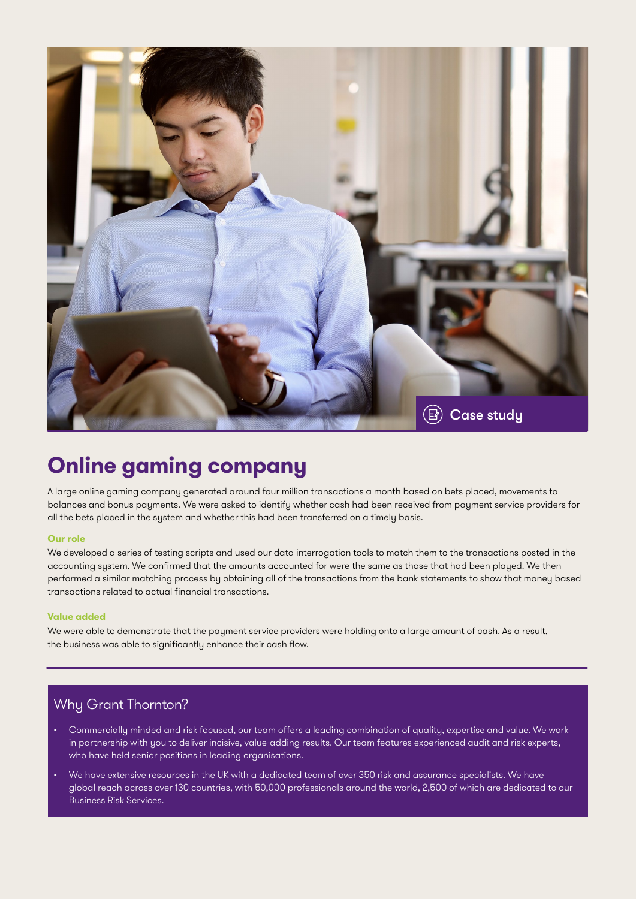Case study

# Online gaming company

A large online gaming company generated around four million transactions a month based on bets placed, movements to balances and bonus payments. We were asked to identify whether cash had been received from payment service providers for all the bets placed in the system and whether this had been transferred on a timely basis.

### Our role

We developed a series of testing scripts and used our data interrogation tools to match them to the transactions posted in the accounting system. We confirmed that the amounts accounted for were the same as those that had been played. We then performed a similar matching process by obtaining all of the transactions from the bank statements to show that money based transactions related to actual financial transactions.

### Value added

We were able to demonstrate that the payment service providers were holding onto a large amount of cash. As a result, the business was able to significantly enhance their cash flow.

## Why Grant Thornton?

- Commercially minded and risk focused, our team offers a leading combination of quality, expertise and value. We work in partnership with you to deliver incisive, value-adding results. Our team features experienced audit and risk experts, who have held senior positions in leading organisations.
- We have extensive resources in the UK with a dedicated team of over 350 risk and assurance specialists. We have global reach across over 130 countries, with 50,000 professionals around the world, 2,500 of which are dedicated to our Business Risk Services.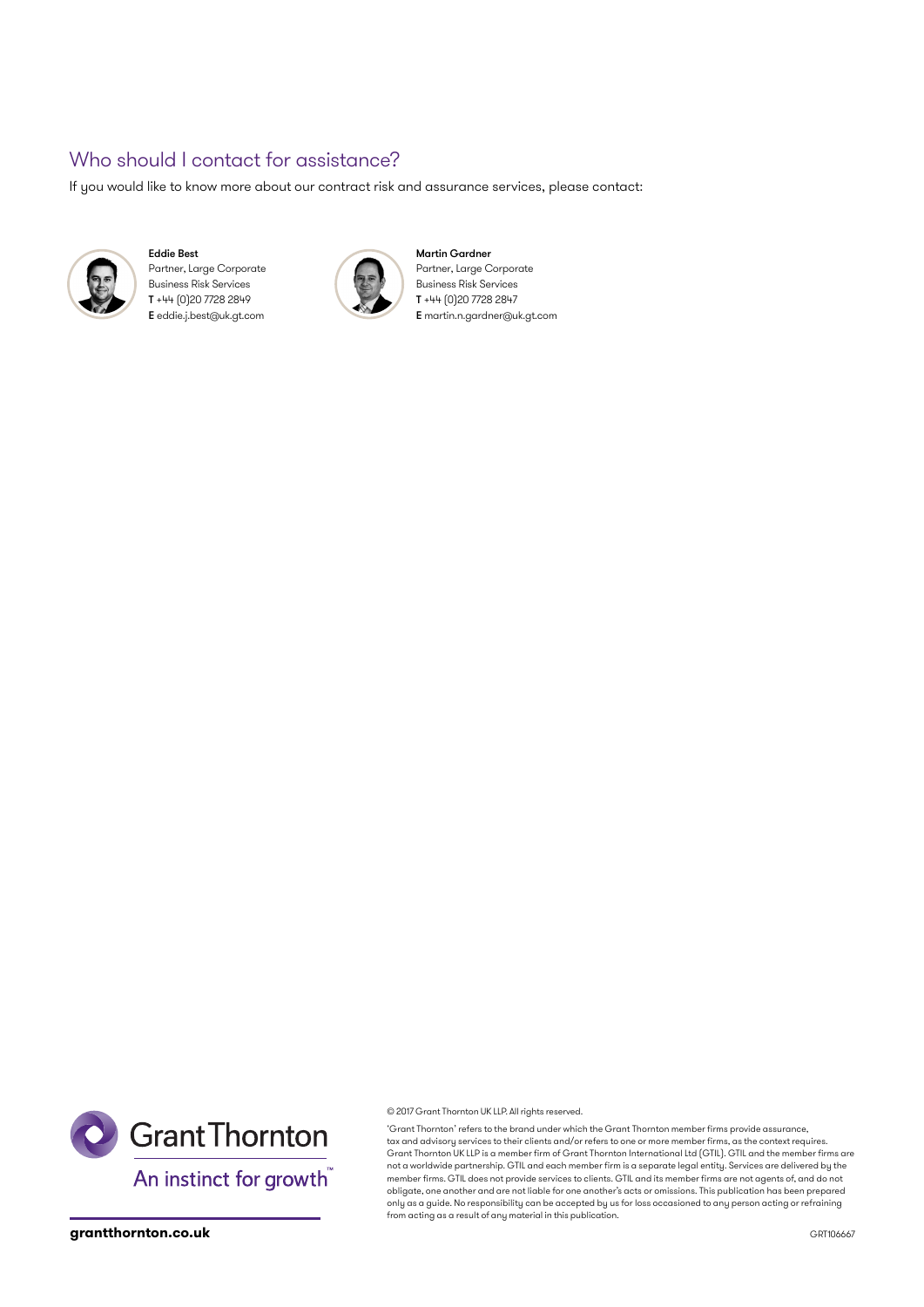## Who should I contact for assistance?

If you would like to know more about our contract risk and assurance services, please contact:

**Eddie Best**
Partner, Large Corporate Business Risk Services
**T** +44 (0)20 7728 2849
**E** eddie.j.best@uk.gt.com

**Martin Gardner**
Partner, Large Corporate Business Risk Services
**T** +44 (0)20 7728 2847
**E** martin.n.gardner@uk.gt.com

Grant Thornton
An instinct for growth™

© 2017 Grant Thornton UK LLP. All rights reserved.

'Grant Thornton' refers to the brand under which the Grant Thornton member firms provide assurance, tax and advisory services to their clients and/or refers to one or more member firms, as the context requires. Grant Thornton UK LLP is a member firm of Grant Thornton International Ltd (GTIL). GTIL and the member firms are not a worldwide partnership. GTIL and each member firm is a separate legal entity. Services are delivered by the member firms. GTIL does not provide services to clients. GTIL and its member firms are not agents of, and do not obligate, one another and are not liable for one another's acts or omissions. This publication has been prepared only as a guide. No responsibility can be accepted by us for loss occasioned to any person acting or refraining from acting as a result of any material in this publication.

**grantthornton.co.uk**

GRT106667